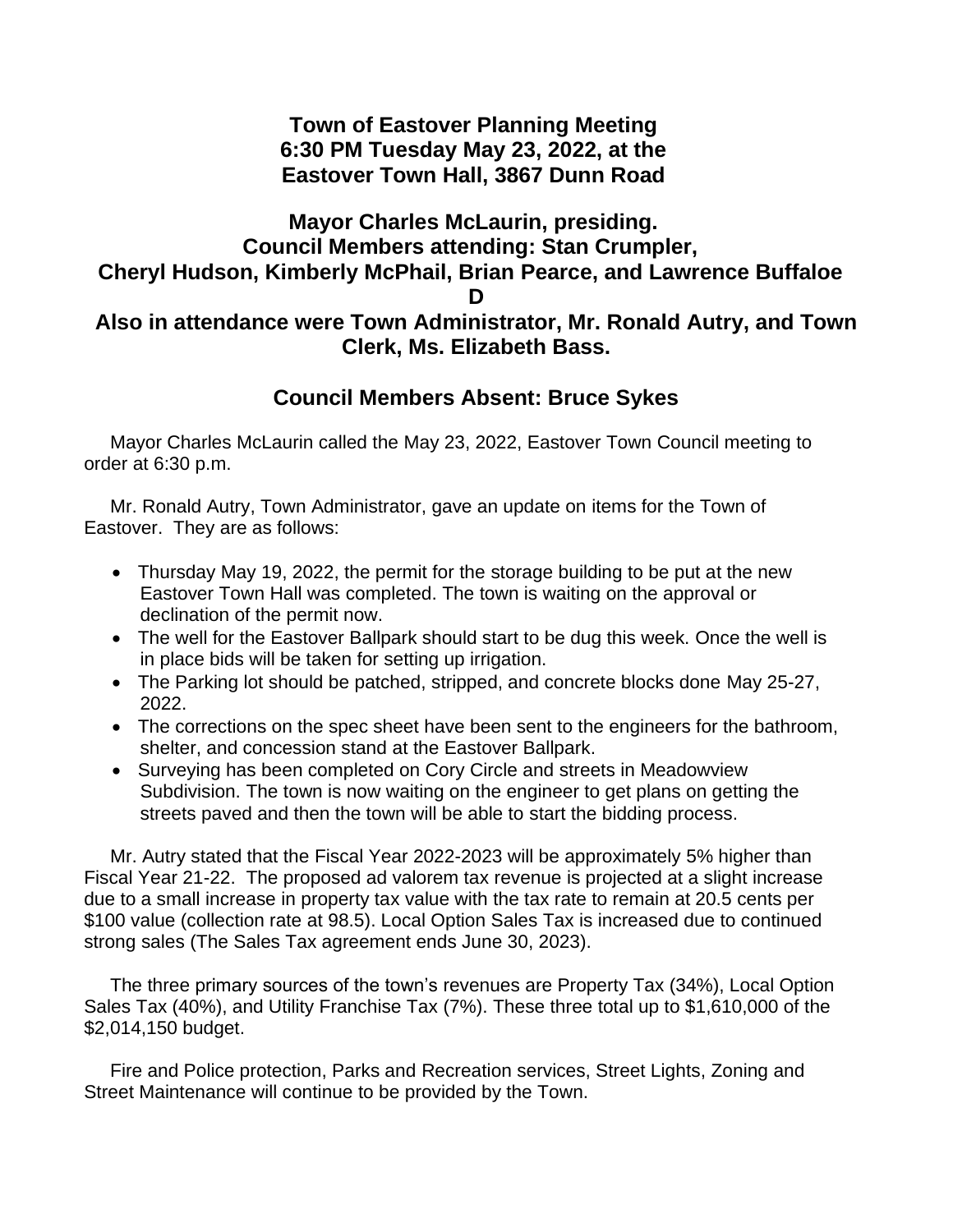# Town of Eastover Planning Meeting
# 6:30 PM Tuesday May 23, 2022, at the
# Eastover Town Hall, 3867 Dunn Road

## Mayor Charles McLaurin, presiding.
## Council Members attending: Stan Crumpler, Cheryl Hudson, Kimberly McPhail, Brian Pearce, and Lawrence Buffaloe D
## Also in attendance were Town Administrator, Mr. Ronald Autry, and Town Clerk, Ms. Elizabeth Bass.

## Council Members Absent: Bruce Sykes

Mayor Charles McLaurin called the May 23, 2022, Eastover Town Council meeting to order at 6:30 p.m.

Mr. Ronald Autry, Town Administrator, gave an update on items for the Town of Eastover. They are as follows:

- Thursday May 19, 2022, the permit for the storage building to be put at the new Eastover Town Hall was completed. The town is waiting on the approval or declination of the permit now.
- The well for the Eastover Ballpark should start to be dug this week. Once the well is in place bids will be taken for setting up irrigation.
- The Parking lot should be patched, stripped, and concrete blocks done May 25-27, 2022.
- The corrections on the spec sheet have been sent to the engineers for the bathroom, shelter, and concession stand at the Eastover Ballpark.
- Surveying has been completed on Cory Circle and streets in Meadowview Subdivision. The town is now waiting on the engineer to get plans on getting the streets paved and then the town will be able to start the bidding process.

Mr. Autry stated that the Fiscal Year 2022-2023 will be approximately 5% higher than Fiscal Year 21-22. The proposed ad valorem tax revenue is projected at a slight increase due to a small increase in property tax value with the tax rate to remain at 20.5 cents per $100 value (collection rate at 98.5). Local Option Sales Tax is increased due to continued strong sales (The Sales Tax agreement ends June 30, 2023).

The three primary sources of the town's revenues are Property Tax (34%), Local Option Sales Tax (40%), and Utility Franchise Tax (7%). These three total up to $1,610,000 of the $2,014,150 budget.

Fire and Police protection, Parks and Recreation services, Street Lights, Zoning and Street Maintenance will continue to be provided by the Town.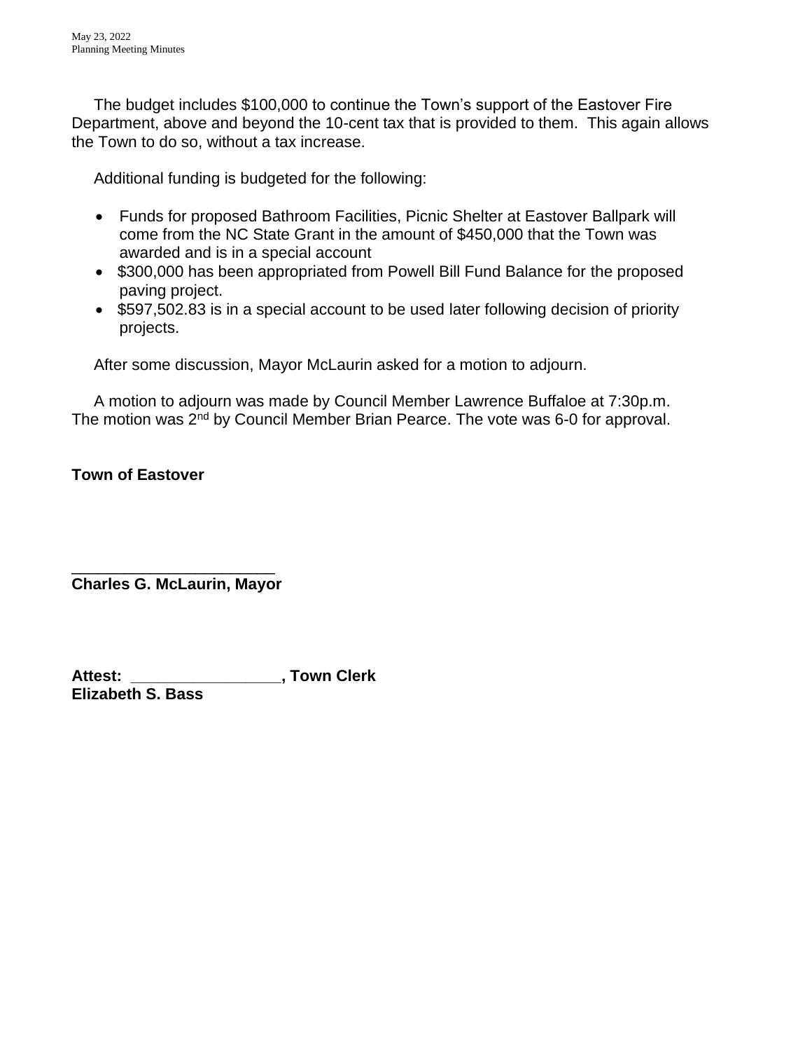The budget includes $100,000 to continue the Town's support of the Eastover Fire Department, above and beyond the 10-cent tax that is provided to them. This again allows the Town to do so, without a tax increase.

Additional funding is budgeted for the following:

- Funds for proposed Bathroom Facilities, Picnic Shelter at Eastover Ballpark will come from the NC State Grant in the amount of $450,000 that the Town was awarded and is in a special account
- $300,000 has been appropriated from Powell Bill Fund Balance for the proposed paving project.
- $597,502.83 is in a special account to be used later following decision of priority projects.

After some discussion, Mayor McLaurin asked for a motion to adjourn.

A motion to adjourn was made by Council Member Lawrence Buffaloe at 7:30p.m. The motion was 2nd by Council Member Brian Pearce. The vote was 6-0 for approval.

**Town of Eastover**

_______________________
**Charles G. McLaurin, Mayor**

**Attest: _________________, Town Clerk**
**Elizabeth S. Bass**